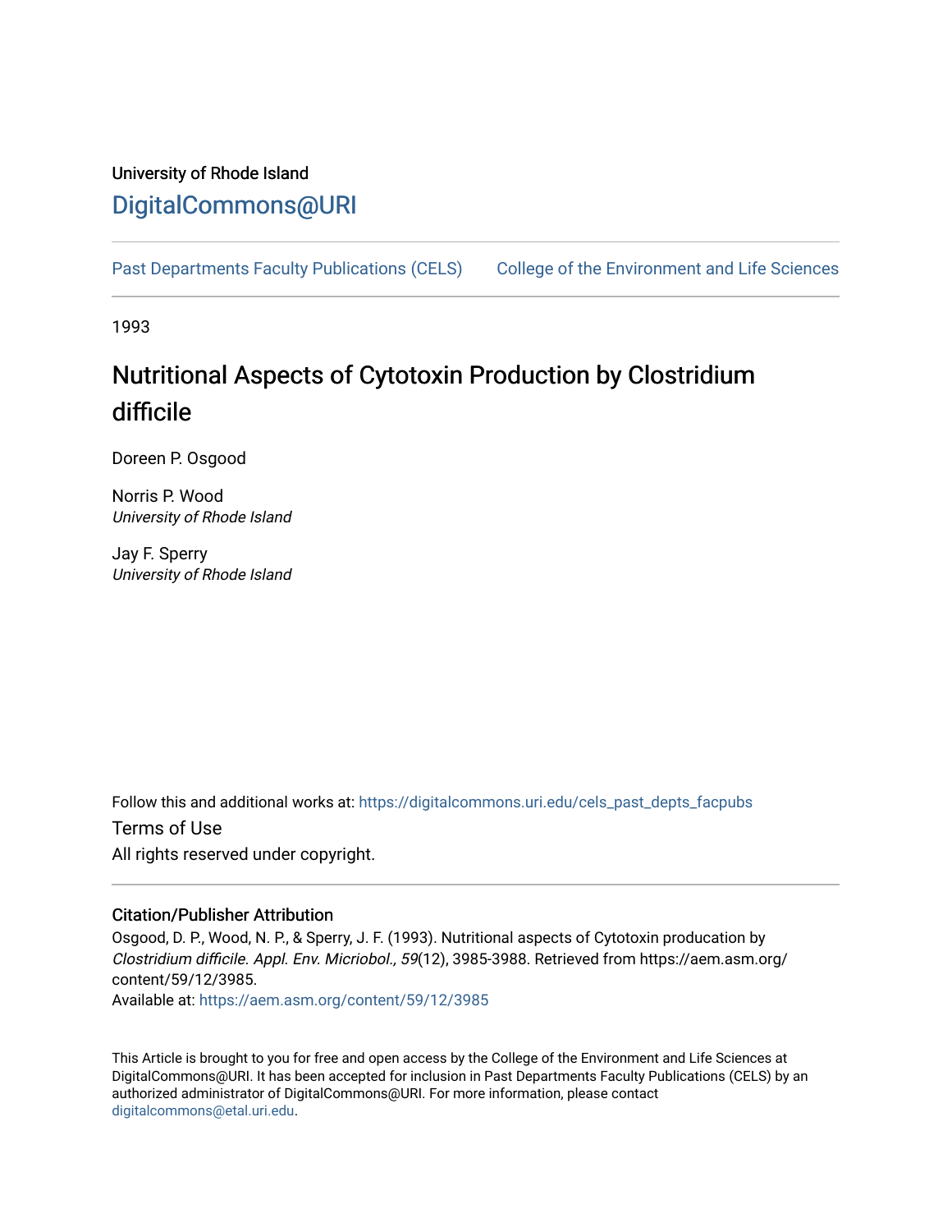University of Rhode Island

DigitalCommons@URI

Past Departments Faculty Publications (CELS) College of the Environment and Life Sciences

1993

# Nutritional Aspects of Cytotoxin Production by Clostridium difficile

Doreen P. Osgood

Norris P. Wood
*University of Rhode Island*

Jay F. Sperry
*University of Rhode Island*

Follow this and additional works at: https://digitalcommons.uri.edu/cels_past_depts_facpubs

Terms of Use

All rights reserved under copyright.

### Citation/Publisher Attribution

Osgood, D. P., Wood, N. P., & Sperry, J. F. (1993). Nutritional aspects of Cytotoxin producation by *Clostridium difficile*. *Appl. Env. Micriobol., 59*(12), 3985-3988. Retrieved from https://aem.asm.org/content/59/12/3985.

Available at: https://aem.asm.org/content/59/12/3985

This Article is brought to you for free and open access by the College of the Environment and Life Sciences at DigitalCommons@URI. It has been accepted for inclusion in Past Departments Faculty Publications (CELS) by an authorized administrator of DigitalCommons@URI. For more information, please contact digitalcommons@etal.uri.edu.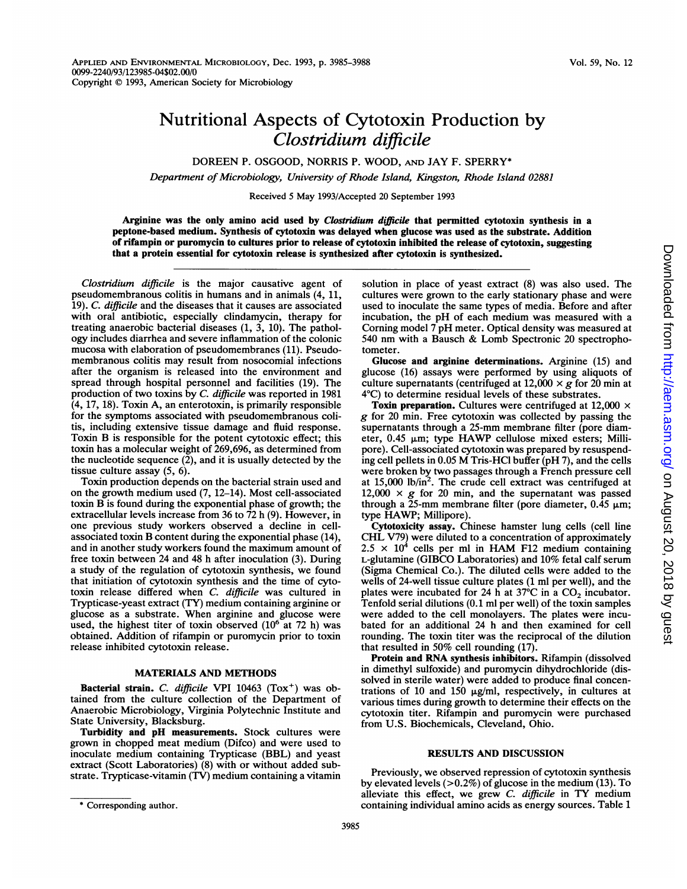# Nutritional Aspects of Cytotoxin Production by *Clostridium difficile*

DOREEN P. OSGOOD, NORRIS P. WOOD, AND JAY F. SPERRY*

*Department of Microbiology, University of Rhode Island, Kingston, Rhode Island 02881*

Received 5 May 1993/Accepted 20 September 1993

**Arginine was the only amino acid used by *Clostridium difficile* that permitted cytotoxin synthesis in a peptone-based medium. Synthesis of cytotoxin was delayed when glucose was used as the substrate. Addition of rifampin or puromycin to cultures prior to release of cytotoxin inhibited the release of cytotoxin, suggesting that a protein essential for cytotoxin release is synthesized after cytotoxin is synthesized.**

*Clostridium difficile* is the major causative agent of pseudomembranous colitis in humans and in animals (4, 11, 19). *C. difficile* and the diseases that it causes are associated with oral antibiotic, especially clindamycin, therapy for treating anaerobic bacterial diseases (1, 3, 10). The pathology includes diarrhea and severe inflammation of the colonic mucosa with elaboration of pseudomembranes (11). Pseudomembranous colitis may result from nosocomial infections after the organism is released into the environment and spread through hospital personnel and facilities (19). The production of two toxins by *C. difficile* was reported in 1981 (4, 17, 18). Toxin A, an enterotoxin, is primarily responsible for the symptoms associated with pseudomembranous colitis, including extensive tissue damage and fluid response. Toxin B is responsible for the potent cytotoxic effect; this toxin has a molecular weight of 269,696, as determined from the nucleotide sequence (2), and it is usually detected by the tissue culture assay (5, 6).

Toxin production depends on the bacterial strain used and on the growth medium used (7, 12–14). Most cell-associated toxin B is found during the exponential phase of growth; the extracellular levels increase from 36 to 72 h (9). However, in one previous study workers observed a decline in cell-associated toxin B content during the exponential phase (14), and in another study workers found the maximum amount of free toxin between 24 and 48 h after inoculation (3). During a study of the regulation of cytotoxin synthesis, we found that initiation of cytotoxin synthesis and the time of cytotoxin release differed when *C. difficile* was cultured in Trypticase-yeast extract (TY) medium containing arginine or glucose as a substrate. When arginine and glucose were used, the highest titer of toxin observed ($10^6$ at 72 h) was obtained. Addition of rifampin or puromycin prior to toxin release inhibited cytotoxin release.

## MATERIALS AND METHODS

**Bacterial strain.** *C. difficile* VPI 10463 (Tox$^+$) was obtained from the culture collection of the Department of Anaerobic Microbiology, Virginia Polytechnic Institute and State University, Blacksburg.

**Turbidity and pH measurements.** Stock cultures were grown in chopped meat medium (Difco) and were used to inoculate medium containing Trypticase (BBL) and yeast extract (Scott Laboratories) (8) with or without added substrate. Trypticase-vitamin (TV) medium containing a vitamin solution in place of yeast extract (8) was also used. The cultures were grown to the early stationary phase and were used to inoculate the same types of media. Before and after incubation, the pH of each medium was measured with a Corning model 7 pH meter. Optical density was measured at 540 nm with a Bausch & Lomb Spectronic 20 spectrophotometer.

**Glucose and arginine determinations.** Arginine (15) and glucose (16) assays were performed by using aliquots of culture supernatants (centrifuged at 12,000 × *g* for 20 min at 4°C) to determine residual levels of these substrates.

**Toxin preparation.** Cultures were centrifuged at 12,000 × *g* for 20 min. Free cytotoxin was collected by passing the supernatants through a 25-mm membrane filter (pore diameter, 0.45 μm; type HAWP cellulose mixed esters; Millipore). Cell-associated cytotoxin was prepared by resuspending cell pellets in 0.05 M Tris-HCl buffer (pH 7), and the cells were broken by two passages through a French pressure cell at 15,000 lb/in$^2$. The crude cell extract was centrifuged at 12,000 × *g* for 20 min, and the supernatant was passed through a 25-mm membrane filter (pore diameter, 0.45 μm; type HAWP; Millipore).

**Cytotoxicity assay.** Chinese hamster lung cells (cell line CHL V79) were diluted to a concentration of approximately $2.5 \times 10^4$ cells per ml in HAM F12 medium containing L-glutamine (GIBCO Laboratories) and 10% fetal calf serum (Sigma Chemical Co.). The diluted cells were added to the wells of 24-well tissue culture plates (1 ml per well), and the plates were incubated for 24 h at 37°C in a $CO_2$ incubator. Tenfold serial dilutions (0.1 ml per well) of the toxin samples were added to the cell monolayers. The plates were incubated for an additional 24 h and then examined for cell rounding. The toxin titer was the reciprocal of the dilution that resulted in 50% cell rounding (17).

**Protein and RNA synthesis inhibitors.** Rifampin (dissolved in dimethyl sulfoxide) and puromycin dihydrochloride (dissolved in sterile water) were added to produce final concentrations of 10 and 150 μg/ml, respectively, in cultures at various times during growth to determine their effects on the cytotoxin titer. Rifampin and puromycin were purchased from U.S. Biochemicals, Cleveland, Ohio.

## RESULTS AND DISCUSSION

Previously, we observed repression of cytotoxin synthesis by elevated levels (>0.2%) of glucose in the medium (13). To alleviate this effect, we grew *C. difficile* in TY medium containing individual amino acids as energy sources. Table 1

\* Corresponding author.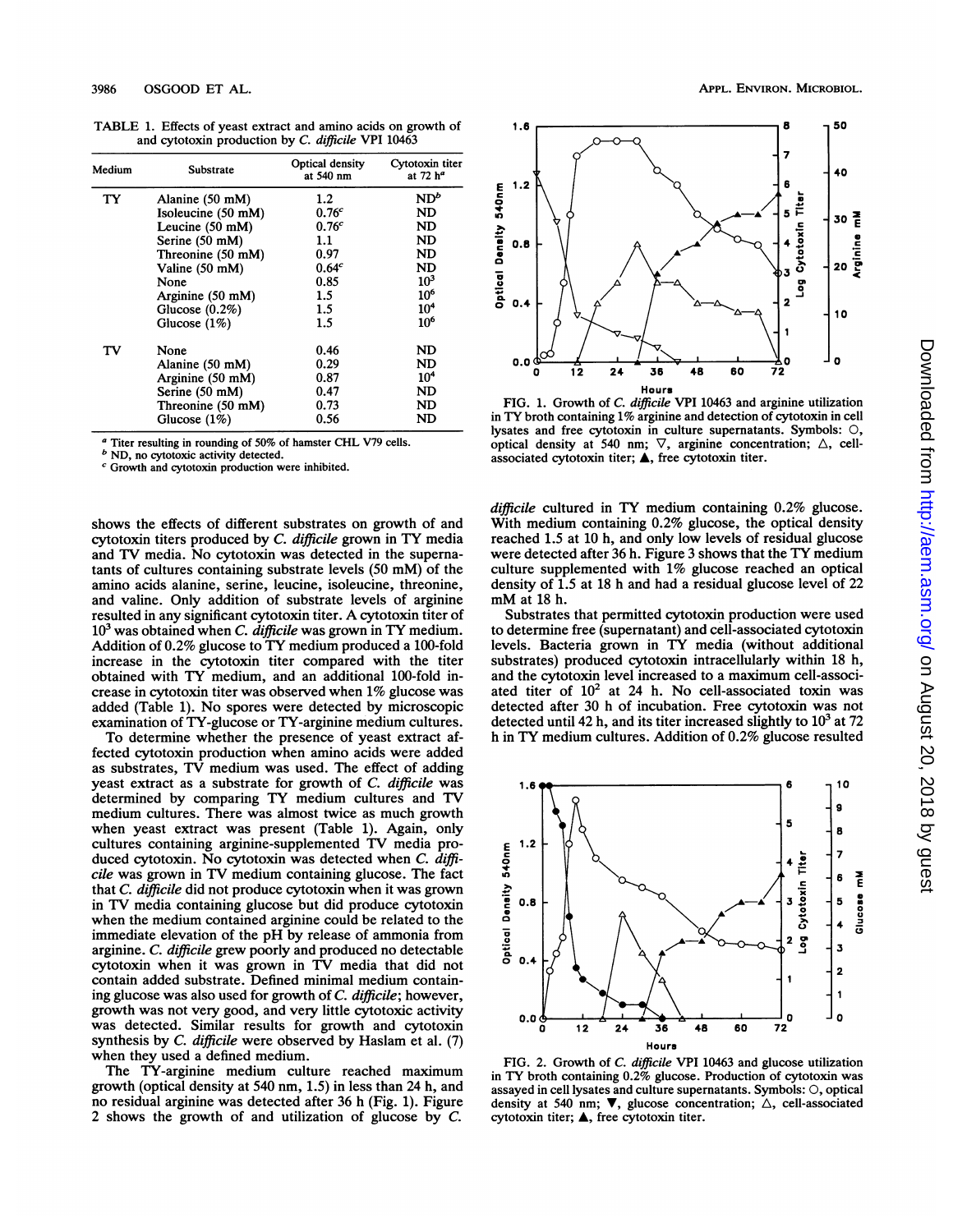TABLE 1. Effects of yeast extract and amino acids on growth of and cytotoxin production by *C. difficile* VPI 10463

| Medium | Substrate | Optical density at 540 nm | Cytotoxin titer at 72 h[a] |
|---|---|---|---|
| TY | Alanine (50 mM) | 1.2 | ND[b] |
| | Isoleucine (50 mM) | 0.76[c] | ND |
| | Leucine (50 mM) | 0.76[c] | ND |
| | Serine (50 mM) | 1.1 | ND |
| | Threonine (50 mM) | 0.97 | ND |
| | Valine (50 mM) | 0.64[c] | ND |
| | None | 0.85 | $10^3$ |
| | Arginine (50 mM) | 1.5 | $10^6$ |
| | Glucose (0.2%) | 1.5 | $10^4$ |
| | Glucose (1%) | 1.5 | $10^6$ |
| TV | None | 0.46 | ND |
| | Alanine (50 mM) | 0.29 | ND |
| | Arginine (50 mM) | 0.87 | $10^4$ |
| | Serine (50 mM) | 0.47 | ND |
| | Threonine (50 mM) | 0.73 | ND |
| | Glucose (1%) | 0.56 | ND |

[a] Titer resulting in rounding of 50% of hamster CHL V79 cells.
[b] ND, no cytotoxic activity detected.
[c] Growth and cytotoxin production were inhibited.

shows the effects of different substrates on growth of and cytotoxin titers produced by *C. difficile* grown in TY media and TV media. No cytotoxin was detected in the supernatants of cultures containing substrate levels (50 mM) of the amino acids alanine, serine, leucine, isoleucine, threonine, and valine. Only addition of substrate levels of arginine resulted in any significant cytotoxin titer. A cytotoxin titer of $10^3$ was obtained when *C. difficile* was grown in TY medium. Addition of 0.2% glucose to TY medium produced a 100-fold increase in the cytotoxin titer compared with the titer obtained with TY medium, and an additional 100-fold increase in cytotoxin titer was observed when 1% glucose was added (Table 1). No spores were detected by microscopic examination of TY-glucose or TY-arginine medium cultures.

To determine whether the presence of yeast extract affected cytotoxin production when amino acids were added as substrates, TV medium was used. The effect of adding yeast extract as a substrate for growth of *C. difficile* was determined by comparing TY medium cultures and TV medium cultures. There was almost twice as much growth when yeast extract was present (Table 1). Again, only cultures containing arginine-supplemented TV media produced cytotoxin. No cytotoxin was detected when *C. difficile* was grown in TV medium containing glucose. The fact that *C. difficile* did not produce cytotoxin when it was grown in TV media containing glucose but did produce cytotoxin when the medium contained arginine could be related to the immediate elevation of the pH by release of ammonia from arginine. *C. difficile* grew poorly and produced no detectable cytotoxin when it was grown in TV media that did not contain added substrate. Defined minimal medium containing glucose was also used for growth of *C. difficile*; however, growth was not very good, and very little cytotoxic activity was detected. Similar results for growth and cytotoxin synthesis by *C. difficile* were observed by Haslam et al. (7) when they used a defined medium.

The TY-arginine medium culture reached maximum growth (optical density at 540 nm, 1.5) in less than 24 h, and no residual arginine was detected after 36 h (Fig. 1). Figure 2 shows the growth of and utilization of glucose by *C. difficile* cultured in TY medium containing 0.2% glucose. With medium containing 0.2% glucose, the optical density reached 1.5 at 10 h, and only low levels of residual glucose were detected after 36 h. Figure 3 shows that the TY medium culture supplemented with 1% glucose reached an optical density of 1.5 at 18 h and had a residual glucose level of 22 mM at 18 h.

Substrates that permitted cytotoxin production were used to determine free (supernatant) and cell-associated cytotoxin levels. Bacteria grown in TY media (without additional substrates) produced cytotoxin intracellularly within 18 h, and the cytotoxin level increased to a maximum cell-associated titer of $10^2$ at 24 h. No cell-associated toxin was detected after 30 h of incubation. Free cytotoxin was not detected until 42 h, and its titer increased slightly to $10^3$ at 72 h in TY medium cultures. Addition of 0.2% glucose resulted

FIG. 1. Growth of *C. difficile* VPI 10463 and arginine utilization in TY broth containing 1% arginine and detection of cytotoxin in cell lysates and free cytotoxin in culture supernatants. Symbols: ○, optical density at 540 nm; ▽, arginine concentration; △, cell-associated cytotoxin titer; ▲, free cytotoxin titer.

FIG. 2. Growth of *C. difficile* VPI 10463 and glucose utilization in TY broth containing 0.2% glucose. Production of cytotoxin was assayed in cell lysates and culture supernatants. Symbols: ○, optical density at 540 nm; ▼, glucose concentration; △, cell-associated cytotoxin titer; ▲, free cytotoxin titer.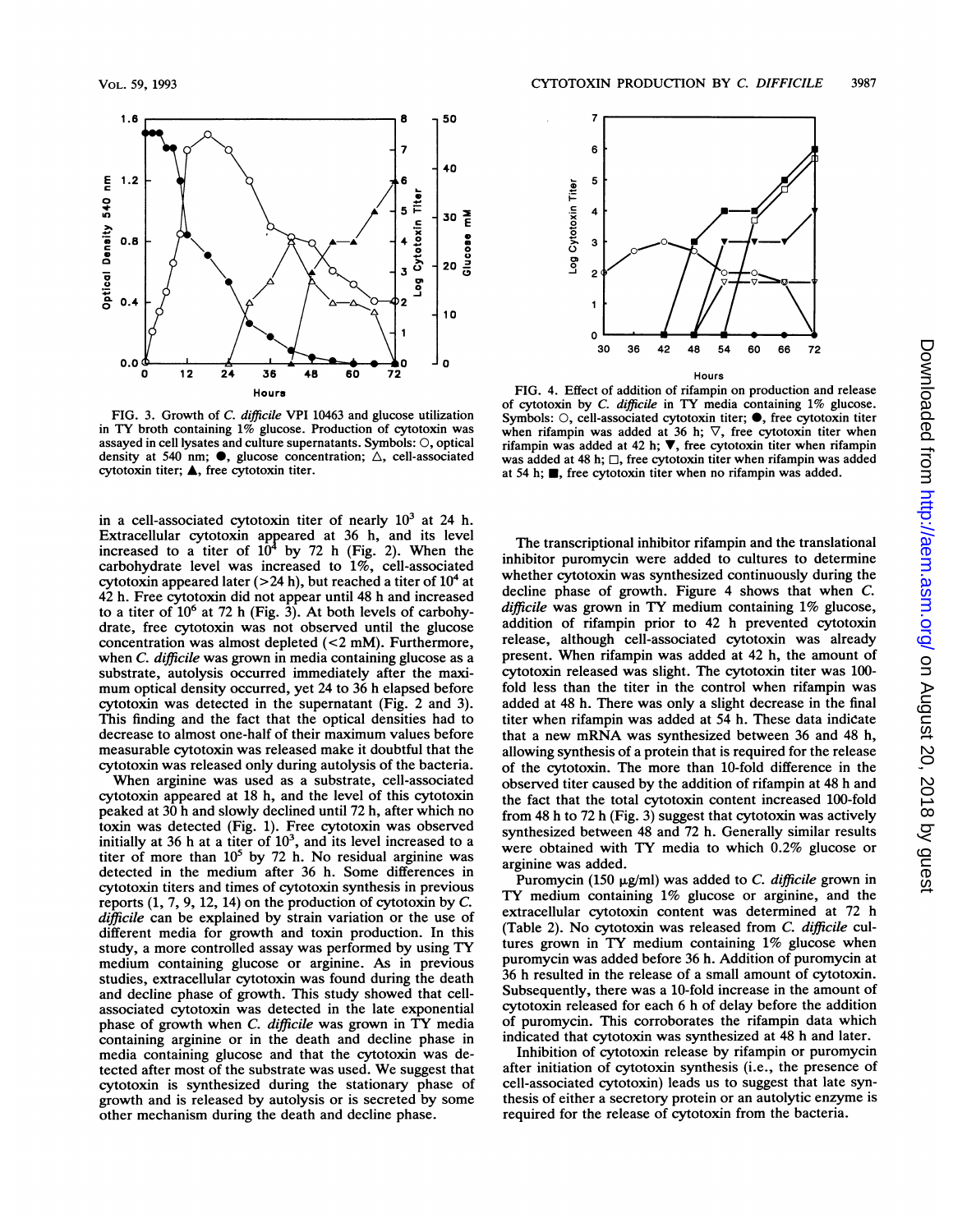FIG. 3. Growth of *C. difficile* VPI 10463 and glucose utilization in TY broth containing 1% glucose. Production of cytotoxin was assayed in cell lysates and culture supernatants. Symbols: ○, optical density at 540 nm; ●, glucose concentration; △, cell-associated cytotoxin titer; ▲, free cytotoxin titer.

FIG. 4. Effect of addition of rifampin on production and release of cytotoxin by *C. difficile* in TY media containing 1% glucose. Symbols: ○, cell-associated cytotoxin titer; ●, free cytotoxin titer when rifampin was added at 36 h; ▽, free cytotoxin titer when rifampin was added at 42 h; ▼, free cytotoxin titer when rifampin was added at 48 h; □, free cytotoxin titer when rifampin was added at 54 h; ■, free cytotoxin titer when no rifampin was added.

in a cell-associated cytotoxin titer of nearly $10^3$ at 24 h. Extracellular cytotoxin appeared at 36 h, and its level increased to a titer of $10^4$ by 72 h (Fig. 2). When the carbohydrate level was increased to 1%, cell-associated cytotoxin appeared later (>24 h), but reached a titer of $10^4$ at 42 h. Free cytotoxin did not appear until 48 h and increased to a titer of $10^6$ at 72 h (Fig. 3). At both levels of carbohydrate, free cytotoxin was not observed until the glucose concentration was almost depleted (<2 mM). Furthermore, when *C. difficile* was grown in media containing glucose as a substrate, autolysis occurred immediately after the maximum optical density occurred, yet 24 to 36 h elapsed before cytotoxin was detected in the supernatant (Fig. 2 and 3). This finding and the fact that the optical densities had to decrease to almost one-half of their maximum values before measurable cytotoxin was released make it doubtful that the cytotoxin was released only during autolysis of the bacteria.

When arginine was used as a substrate, cell-associated cytotoxin appeared at 18 h, and the level of this cytotoxin peaked at 30 h and slowly declined until 72 h, after which no toxin was detected (Fig. 1). Free cytotoxin was observed initially at 36 h at a titer of $10^3$, and its level increased to a titer of more than $10^5$ by 72 h. No residual arginine was detected in the medium after 36 h. Some differences in cytotoxin titers and times of cytotoxin synthesis in previous reports (1, 7, 9, 12, 14) on the production of cytotoxin by *C. difficile* can be explained by strain variation or the use of different media for growth and toxin production. In this study, a more controlled assay was performed by using TY medium containing glucose or arginine. As in previous studies, extracellular cytotoxin was found during the death and decline phase of growth. This study showed that cell-associated cytotoxin was detected in the late exponential phase of growth when *C. difficile* was grown in TY media containing arginine or in the death and decline phase in media containing glucose and that the cytotoxin was detected after most of the substrate was used. We suggest that cytotoxin is synthesized during the stationary phase of growth and is released by autolysis or is secreted by some other mechanism during the death and decline phase.

The transcriptional inhibitor rifampin and the translational inhibitor puromycin were added to cultures to determine whether cytotoxin was synthesized continuously during the decline phase of growth. Figure 4 shows that when *C. difficile* was grown in TY medium containing 1% glucose, addition of rifampin prior to 42 h prevented cytotoxin release, although cell-associated cytotoxin was already present. When rifampin was added at 42 h, the amount of cytotoxin released was slight. The cytotoxin titer was 100-fold less than the titer in the control when rifampin was added at 48 h. There was only a slight decrease in the final titer when rifampin was added at 54 h. These data indicate that a new mRNA was synthesized between 36 and 48 h, allowing synthesis of a protein that is required for the release of the cytotoxin. The more than 10-fold difference in the observed titer caused by the addition of rifampin at 48 h and the fact that the total cytotoxin content increased 100-fold from 48 h to 72 h (Fig. 3) suggest that cytotoxin was actively synthesized between 48 and 72 h. Generally similar results were obtained with TY media to which 0.2% glucose or arginine was added.

Puromycin (150 μg/ml) was added to *C. difficile* grown in TY medium containing 1% glucose or arginine, and the extracellular cytotoxin content was determined at 72 h (Table 2). No cytotoxin was released from *C. difficile* cultures grown in TY medium containing 1% glucose when puromycin was added before 36 h. Addition of puromycin at 36 h resulted in the release of a small amount of cytotoxin. Subsequently, there was a 10-fold increase in the amount of cytotoxin released for each 6 h of delay before the addition of puromycin. This corroborates the rifampin data which indicated that cytotoxin was synthesized at 48 h and later.

Inhibition of cytotoxin release by rifampin or puromycin after initiation of cytotoxin synthesis (i.e., the presence of cell-associated cytotoxin) leads us to suggest that late synthesis of either a secretory protein or an autolytic enzyme is required for the release of cytotoxin from the bacteria.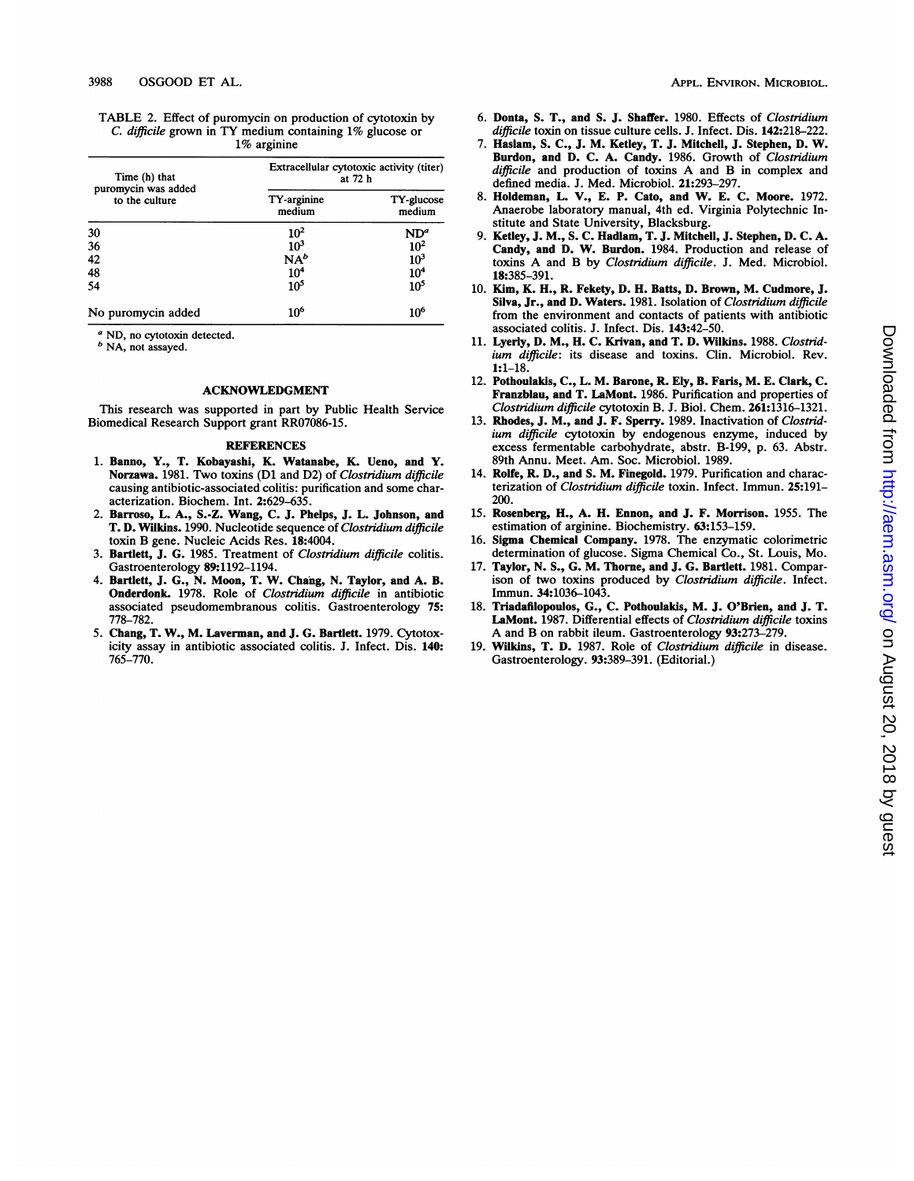TABLE 2. Effect of puromycin on production of cytotoxin by *C. difficile* grown in TY medium containing 1% glucose or 1% arginine

| Time (h) that puromycin was added to the culture | Extracellular cytotoxic activity (titer) at 72 h | |
|---|---|---|
| | TY-arginine medium | TY-glucose medium |
| 30 | $10^2$ | ND[a] |
| 36 | $10^3$ | $10^2$ |
| 42 | NA[b] | $10^3$ |
| 48 | $10^4$ | $10^4$ |
| 54 | $10^5$ | $10^5$ |
| No puromycin added | $10^6$ | $10^6$ |

[a] ND, no cytotoxin detected.

[b] NA, not assayed.

## ACKNOWLEDGMENT

This research was supported in part by Public Health Service Biomedical Research Support grant RR07086-15.

## REFERENCES

1. **Banno, Y., T. Kobayashi, K. Watanabe, K. Ueno, and Y. Norzawa.** 1981. Two toxins (D1 and D2) of *Clostridium difficile* causing antibiotic-associated colitis: purification and some characterization. Biochem. Int. **2:**629–635.
2. **Barroso, L. A., S.-Z. Wang, C. J. Phelps, J. L. Johnson, and T. D. Wilkins.** 1990. Nucleotide sequence of *Clostridium difficile* toxin B gene. Nucleic Acids Res. **18:**4004.
3. **Bartlett, J. G.** 1985. Treatment of *Clostridium difficile* colitis. Gastroenterology **89:**1192–1194.
4. **Bartlett, J. G., N. Moon, T. W. Chang, N. Taylor, and A. B. Onderdonk.** 1978. Role of *Clostridium difficile* in antibiotic associated pseudomembranous colitis. Gastroenterology **75:**778–782.
5. **Chang, T. W., M. Laverman, and J. G. Bartlett.** 1979. Cytotoxicity assay in antibiotic associated colitis. J. Infect. Dis. **140:**765–770.
6. **Donta, S. T., and S. J. Shaffer.** 1980. Effects of *Clostridium difficile* toxin on tissue culture cells. J. Infect. Dis. **142:**218–222.
7. **Haslam, S. C., J. M. Ketley, T. J. Mitchell, J. Stephen, D. W. Burdon, and D. C. A. Candy.** 1986. Growth of *Clostridium difficile* and production of toxins A and B in complex and defined media. J. Med. Microbiol. **21:**293–297.
8. **Holdeman, L. V., E. P. Cato, and W. E. C. Moore.** 1972. Anaerobe laboratory manual, 4th ed. Virginia Polytechnic Institute and State University, Blacksburg.
9. **Ketley, J. M., S. C. Hadlam, T. J. Mitchell, J. Stephen, D. C. A. Candy, and D. W. Burdon.** 1984. Production and release of toxins A and B by *Clostridium difficile*. J. Med. Microbiol. **18:**385–391.
10. **Kim, K. H., R. Fekety, D. H. Batts, D. Brown, M. Cudmore, J. Silva, Jr., and D. Waters.** 1981. Isolation of *Clostridium difficile* from the environment and contacts of patients with antibiotic associated colitis. J. Infect. Dis. **143:**42–50.
11. **Lyerly, D. M., H. C. Krivan, and T. D. Wilkins.** 1988. *Clostridium difficile*: its disease and toxins. Clin. Microbiol. Rev. **1:**1–18.
12. **Pothoulakis, C., L. M. Barone, R. Ely, B. Faris, M. E. Clark, C. Franzblau, and T. LaMont.** 1986. Purification and properties of *Clostridium difficile* cytotoxin B. J. Biol. Chem. **261:**1316–1321.
13. **Rhodes, J. M., and J. F. Sperry.** 1989. Inactivation of *Clostridium difficile* cytotoxin by endogenous enzyme, induced by excess fermentable carbohydrate, abstr. B-199, p. 63. Abstr. 89th Annu. Meet. Am. Soc. Microbiol. 1989.
14. **Rolfe, R. D., and S. M. Finegold.** 1979. Purification and characterization of *Clostridium difficile* toxin. Infect. Immun. **25:**191–200.
15. **Rosenberg, H., A. H. Ennon, and J. F. Morrison.** 1955. The estimation of arginine. Biochemistry. **63:**153–159.
16. **Sigma Chemical Company.** 1978. The enzymatic colorimetric determination of glucose. Sigma Chemical Co., St. Louis, Mo.
17. **Taylor, N. S., G. M. Thorne, and J. G. Bartlett.** 1981. Comparison of two toxins produced by *Clostridium difficile*. Infect. Immun. **34:**1036–1043.
18. **Triadafilopoulos, G., C. Pothoulakis, M. J. O'Brien, and J. T. LaMont.** 1987. Differential effects of *Clostridium difficile* toxins A and B on rabbit ileum. Gastroenterology **93:**273–279.
19. **Wilkins, T. D.** 1987. Role of *Clostridium difficile* in disease. Gastroenterology. **93:**389–391. (Editorial.)